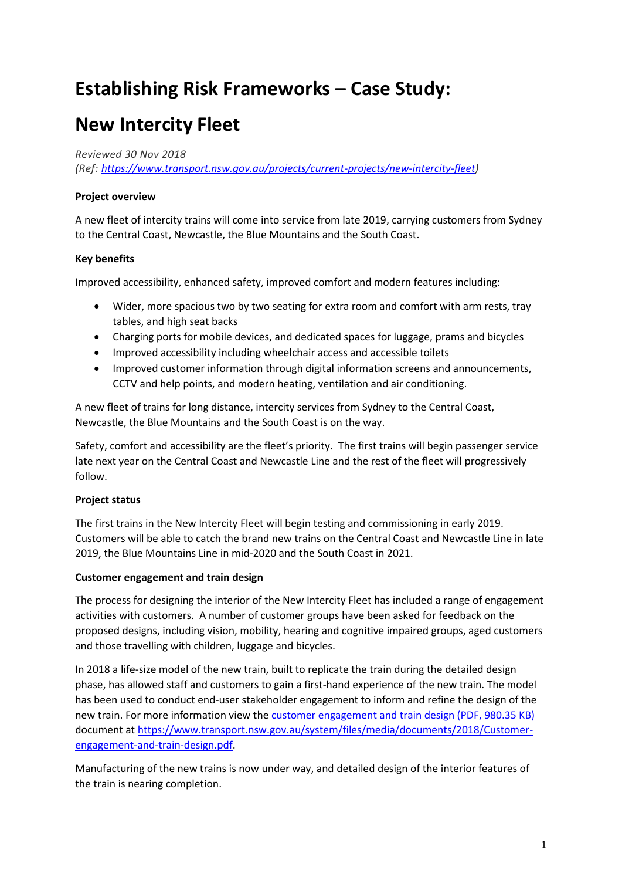# Establishing Risk Frameworks – Case Study:

# New Intercity Fleet

*Reviewed 30 Nov 2018*
*(Ref: [https://www.transport.nsw.gov.au/projects/current-projects/new-intercity-fleet](https://www.transport.nsw.gov.au/projects/current-projects/new-intercity-fleet))*

**Project overview**

A new fleet of intercity trains will come into service from late 2019, carrying customers from Sydney to the Central Coast, Newcastle, the Blue Mountains and the South Coast.

**Key benefits**

Improved accessibility, enhanced safety, improved comfort and modern features including:

- Wider, more spacious two by two seating for extra room and comfort with arm rests, tray tables, and high seat backs
- Charging ports for mobile devices, and dedicated spaces for luggage, prams and bicycles
- Improved accessibility including wheelchair access and accessible toilets
- Improved customer information through digital information screens and announcements, CCTV and help points, and modern heating, ventilation and air conditioning.

A new fleet of trains for long distance, intercity services from Sydney to the Central Coast, Newcastle, the Blue Mountains and the South Coast is on the way.

Safety, comfort and accessibility are the fleet's priority. The first trains will begin passenger service late next year on the Central Coast and Newcastle Line and the rest of the fleet will progressively follow.

**Project status**

The first trains in the New Intercity Fleet will begin testing and commissioning in early 2019. Customers will be able to catch the brand new trains on the Central Coast and Newcastle Line in late 2019, the Blue Mountains Line in mid-2020 and the South Coast in 2021.

**Customer engagement and train design**

The process for designing the interior of the New Intercity Fleet has included a range of engagement activities with customers. A number of customer groups have been asked for feedback on the proposed designs, including vision, mobility, hearing and cognitive impaired groups, aged customers and those travelling with children, luggage and bicycles.

In 2018 a life-size model of the new train, built to replicate the train during the detailed design phase, has allowed staff and customers to gain a first-hand experience of the new train. The model has been used to conduct end-user stakeholder engagement to inform and refine the design of the new train. For more information view the customer engagement and train design (PDF, 980.35 KB) document at [https://www.transport.nsw.gov.au/system/files/media/documents/2018/Customer-engagement-and-train-design.pdf](https://www.transport.nsw.gov.au/system/files/media/documents/2018/Customer-engagement-and-train-design.pdf).

Manufacturing of the new trains is now under way, and detailed design of the interior features of the train is nearing completion.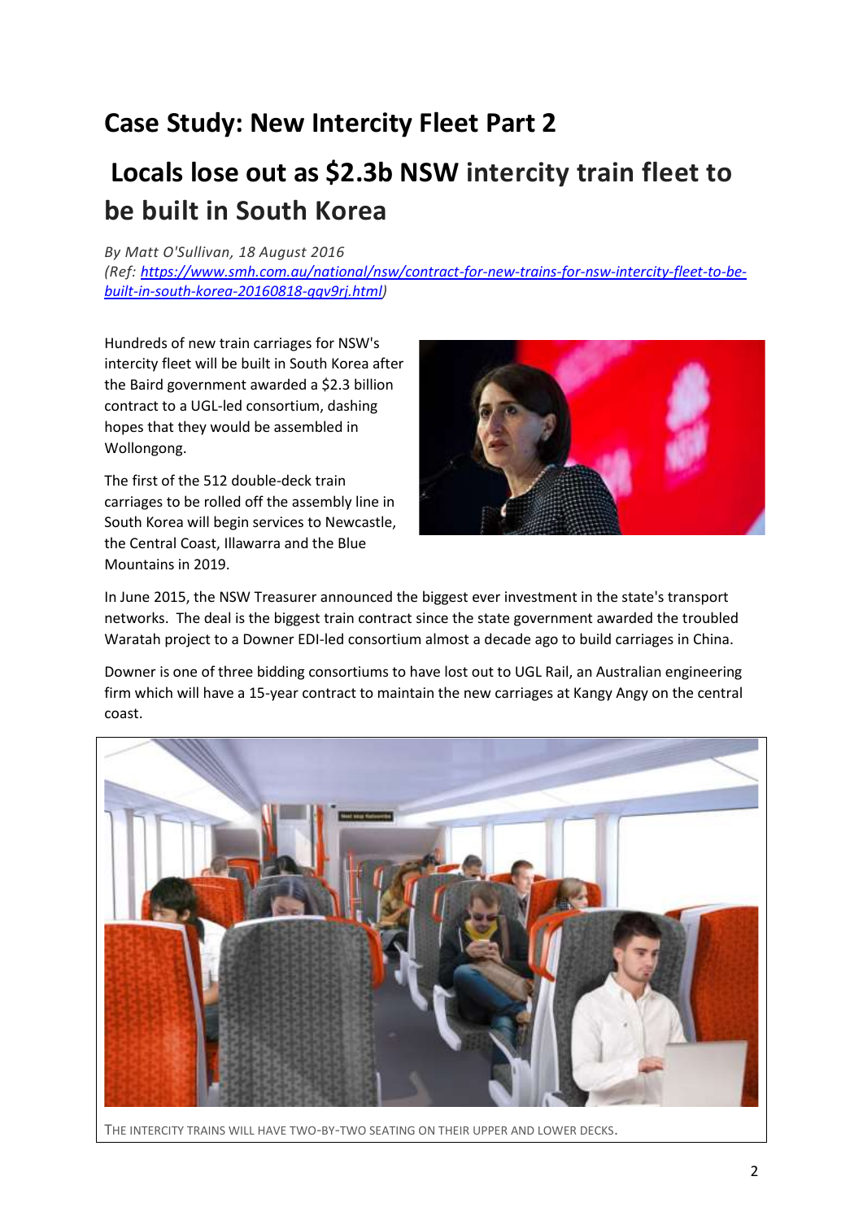# Case Study: New Intercity Fleet Part 2

# Locals lose out as $2.3b NSW intercity train fleet to be built in South Korea

*By Matt O'Sullivan, 18 August 2016*
*(Ref: [https://www.smh.com.au/national/nsw/contract-for-new-trains-for-nsw-intercity-fleet-to-be-built-in-south-korea-20160818-gqv9rj.html](https://www.smh.com.au/national/nsw/contract-for-new-trains-for-nsw-intercity-fleet-to-be-built-in-south-korea-20160818-gqv9rj.html))*

Hundreds of new train carriages for NSW's intercity fleet will be built in South Korea after the Baird government awarded a $2.3 billion contract to a UGL-led consortium, dashing hopes that they would be assembled in Wollongong.

The first of the 512 double-deck train carriages to be rolled off the assembly line in South Korea will begin services to Newcastle, the Central Coast, Illawarra and the Blue Mountains in 2019.

In June 2015, the NSW Treasurer announced the biggest ever investment in the state's transport networks. The deal is the biggest train contract since the state government awarded the troubled Waratah project to a Downer EDI-led consortium almost a decade ago to build carriages in China.

Downer is one of three bidding consortiums to have lost out to UGL Rail, an Australian engineering firm which will have a 15-year contract to maintain the new carriages at Kangy Angy on the central coast.

THE INTERCITY TRAINS WILL HAVE TWO-BY-TWO SEATING ON THEIR UPPER AND LOWER DECKS.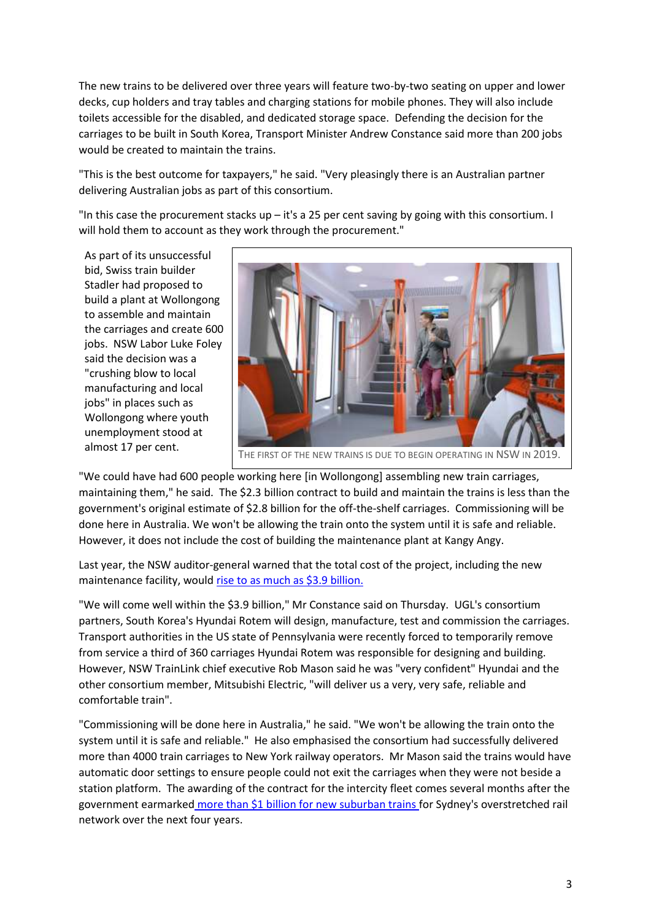The new trains to be delivered over three years will feature two-by-two seating on upper and lower decks, cup holders and tray tables and charging stations for mobile phones. They will also include toilets accessible for the disabled, and dedicated storage space. Defending the decision for the carriages to be built in South Korea, Transport Minister Andrew Constance said more than 200 jobs would be created to maintain the trains.

"This is the best outcome for taxpayers," he said. "Very pleasingly there is an Australian partner delivering Australian jobs as part of this consortium.

"In this case the procurement stacks up – it's a 25 per cent saving by going with this consortium. I will hold them to account as they work through the procurement."

As part of its unsuccessful bid, Swiss train builder Stadler had proposed to build a plant at Wollongong to assemble and maintain the carriages and create 600 jobs. NSW Labor Luke Foley said the decision was a "crushing blow to local manufacturing and local jobs" in places such as Wollongong where youth unemployment stood at almost 17 per cent.

THE FIRST OF THE NEW TRAINS IS DUE TO BEGIN OPERATING IN NSW IN 2019.

"We could have had 600 people working here [in Wollongong] assembling new train carriages, maintaining them," he said. The $2.3 billion contract to build and maintain the trains is less than the government's original estimate of $2.8 billion for the off-the-shelf carriages. Commissioning will be done here in Australia. We won't be allowing the train onto the system until it is safe and reliable. However, it does not include the cost of building the maintenance plant at Kangy Angy.

Last year, the NSW auditor-general warned that the total cost of the project, including the new maintenance facility, would rise to as much as $3.9 billion.

"We will come well within the $3.9 billion," Mr Constance said on Thursday. UGL's consortium partners, South Korea's Hyundai Rotem will design, manufacture, test and commission the carriages. Transport authorities in the US state of Pennsylvania were recently forced to temporarily remove from service a third of 360 carriages Hyundai Rotem was responsible for designing and building. However, NSW TrainLink chief executive Rob Mason said he was "very confident" Hyundai and the other consortium member, Mitsubishi Electric, "will deliver us a very, very safe, reliable and comfortable train".

"Commissioning will be done here in Australia," he said. "We won't be allowing the train onto the system until it is safe and reliable." He also emphasised the consortium had successfully delivered more than 4000 train carriages to New York railway operators. Mr Mason said the trains would have automatic door settings to ensure people could not exit the carriages when they were not beside a station platform. The awarding of the contract for the intercity fleet comes several months after the government earmarked more than $1 billion for new suburban trains for Sydney's overstretched rail network over the next four years.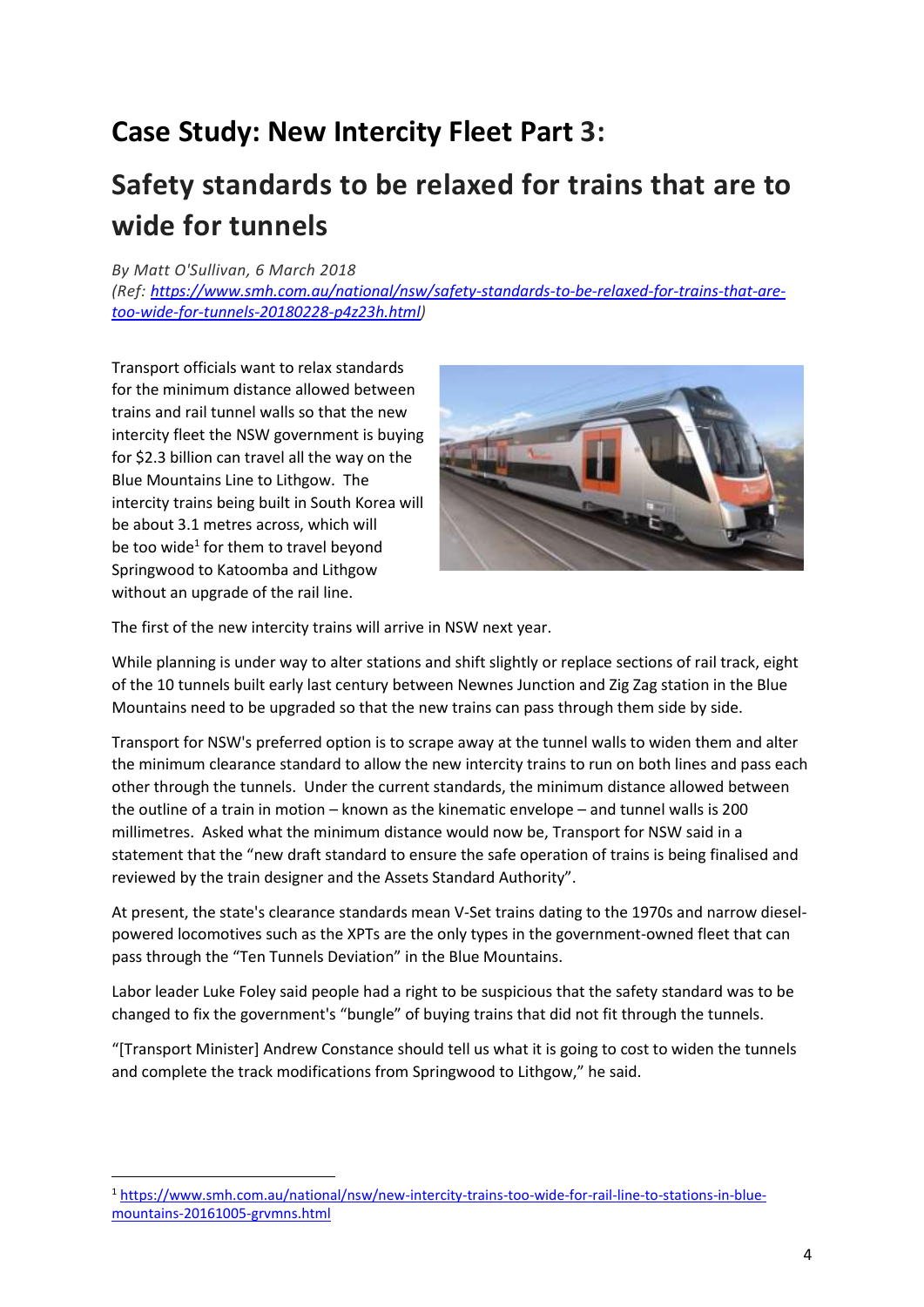# Case Study: New Intercity Fleet Part 3:

## Safety standards to be relaxed for trains that are to wide for tunnels

*By Matt O'Sullivan, 6 March 2018*
*(Ref: [https://www.smh.com.au/national/nsw/safety-standards-to-be-relaxed-for-trains-that-are-too-wide-for-tunnels-20180228-p4z23h.html](https://www.smh.com.au/national/nsw/safety-standards-to-be-relaxed-for-trains-that-are-too-wide-for-tunnels-20180228-p4z23h.html))*

Transport officials want to relax standards for the minimum distance allowed between trains and rail tunnel walls so that the new intercity fleet the NSW government is buying for $2.3 billion can travel all the way on the Blue Mountains Line to Lithgow. The intercity trains being built in South Korea will be about 3.1 metres across, which will be too wide[1] for them to travel beyond Springwood to Katoomba and Lithgow without an upgrade of the rail line.

The first of the new intercity trains will arrive in NSW next year.

While planning is under way to alter stations and shift slightly or replace sections of rail track, eight of the 10 tunnels built early last century between Newnes Junction and Zig Zag station in the Blue Mountains need to be upgraded so that the new trains can pass through them side by side.

Transport for NSW's preferred option is to scrape away at the tunnel walls to widen them and alter the minimum clearance standard to allow the new intercity trains to run on both lines and pass each other through the tunnels. Under the current standards, the minimum distance allowed between the outline of a train in motion – known as the kinematic envelope – and tunnel walls is 200 millimetres. Asked what the minimum distance would now be, Transport for NSW said in a statement that the "new draft standard to ensure the safe operation of trains is being finalised and reviewed by the train designer and the Assets Standard Authority".

At present, the state's clearance standards mean V-Set trains dating to the 1970s and narrow diesel-powered locomotives such as the XPTs are the only types in the government-owned fleet that can pass through the "Ten Tunnels Deviation" in the Blue Mountains.

Labor leader Luke Foley said people had a right to be suspicious that the safety standard was to be changed to fix the government's "bungle" of buying trains that did not fit through the tunnels.

"[Transport Minister] Andrew Constance should tell us what it is going to cost to widen the tunnels and complete the track modifications from Springwood to Lithgow," he said.

---

[1] [https://www.smh.com.au/national/nsw/new-intercity-trains-too-wide-for-rail-line-to-stations-in-blue-mountains-20161005-grvmns.html](https://www.smh.com.au/national/nsw/new-intercity-trains-too-wide-for-rail-line-to-stations-in-blue-mountains-20161005-grvmns.html)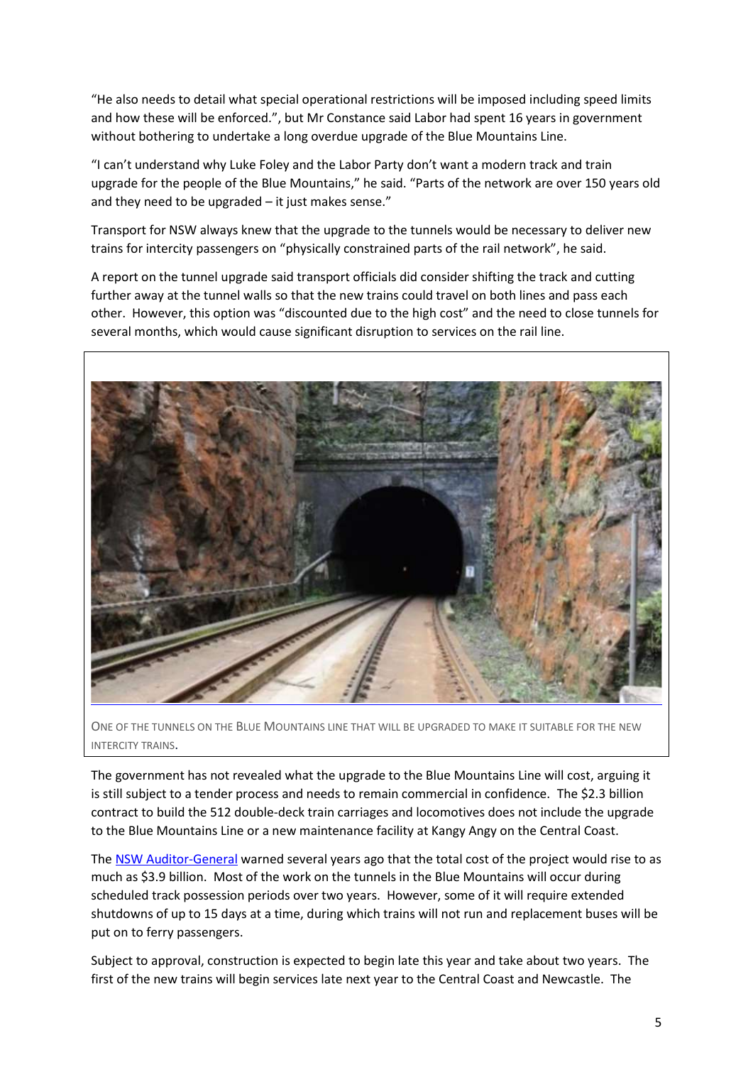"He also needs to detail what special operational restrictions will be imposed including speed limits and how these will be enforced.", but Mr Constance said Labor had spent 16 years in government without bothering to undertake a long overdue upgrade of the Blue Mountains Line.

"I can't understand why Luke Foley and the Labor Party don't want a modern track and train upgrade for the people of the Blue Mountains," he said. "Parts of the network are over 150 years old and they need to be upgraded – it just makes sense."

Transport for NSW always knew that the upgrade to the tunnels would be necessary to deliver new trains for intercity passengers on "physically constrained parts of the rail network", he said.

A report on the tunnel upgrade said transport officials did consider shifting the track and cutting further away at the tunnel walls so that the new trains could travel on both lines and pass each other. However, this option was "discounted due to the high cost" and the need to close tunnels for several months, which would cause significant disruption to services on the rail line.

ONE OF THE TUNNELS ON THE BLUE MOUNTAINS LINE THAT WILL BE UPGRADED TO MAKE IT SUITABLE FOR THE NEW INTERCITY TRAINS.

The government has not revealed what the upgrade to the Blue Mountains Line will cost, arguing it is still subject to a tender process and needs to remain commercial in confidence. The $2.3 billion contract to build the 512 double-deck train carriages and locomotives does not include the upgrade to the Blue Mountains Line or a new maintenance facility at Kangy Angy on the Central Coast.

The NSW Auditor-General warned several years ago that the total cost of the project would rise to as much as $3.9 billion. Most of the work on the tunnels in the Blue Mountains will occur during scheduled track possession periods over two years. However, some of it will require extended shutdowns of up to 15 days at a time, during which trains will not run and replacement buses will be put on to ferry passengers.

Subject to approval, construction is expected to begin late this year and take about two years. The first of the new trains will begin services late next year to the Central Coast and Newcastle. The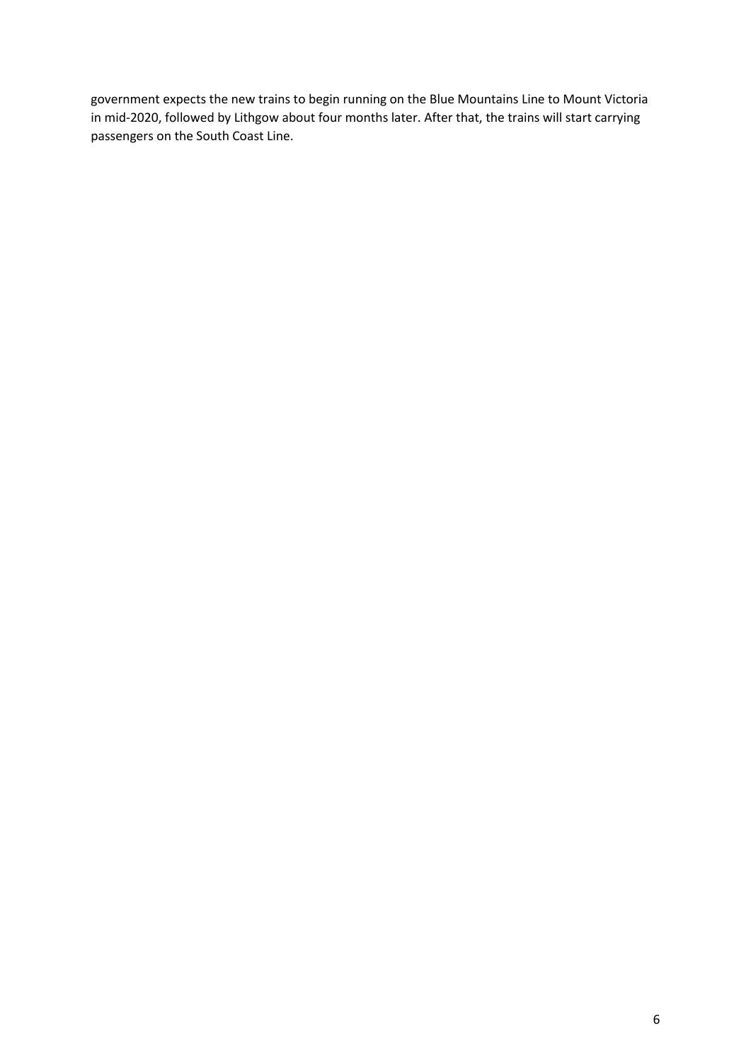government expects the new trains to begin running on the Blue Mountains Line to Mount Victoria in mid-2020, followed by Lithgow about four months later. After that, the trains will start carrying passengers on the South Coast Line.